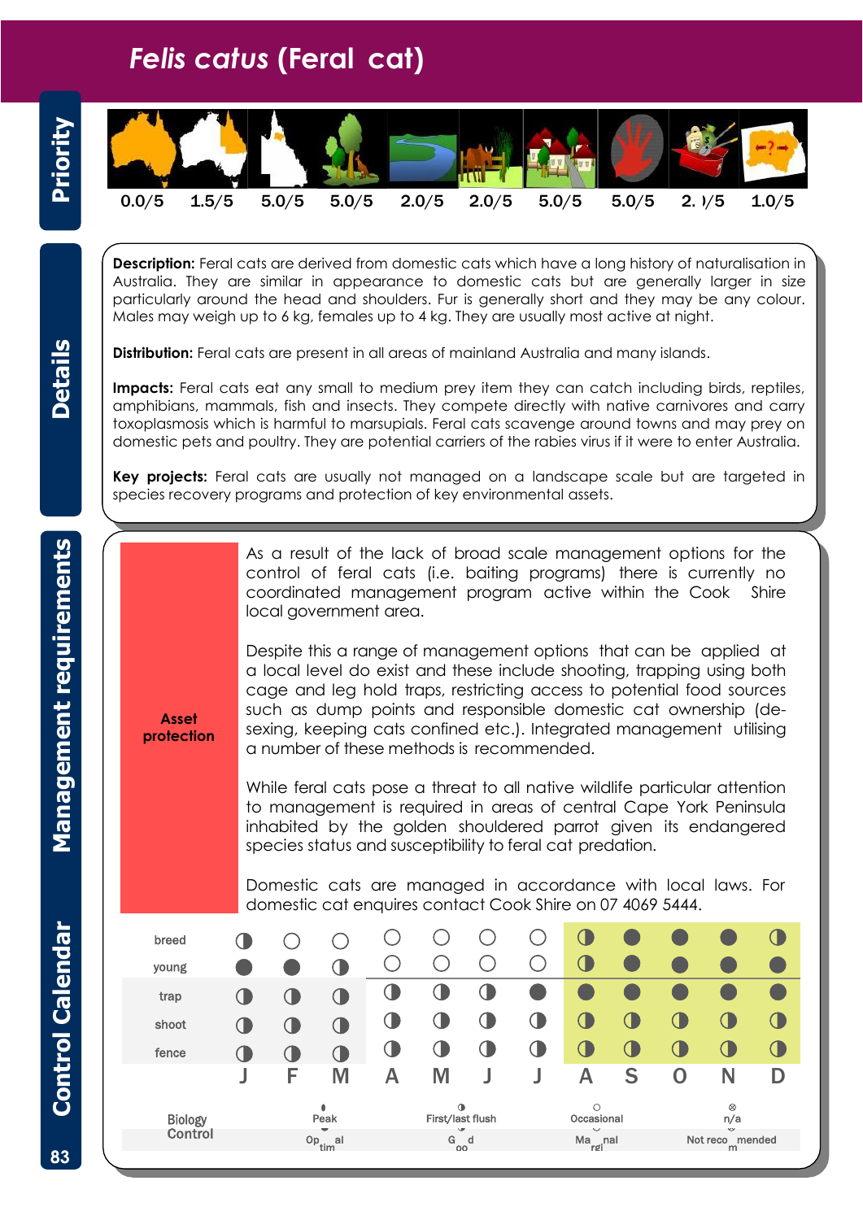# *Felis catus* (Feral cat)

## Priority

| | | | | | | | | | |
|---|---|---|---|---|---|---|---|---|---|
| 0.0/5 | 1.5/5 | 5.0/5 | 5.0/5 | 2.0/5 | 2.0/5 | 5.0/5 | 5.0/5 | 2. )/5 | 1.0/5 |

## Details

**Description:** Feral cats are derived from domestic cats which have a long history of naturalisation in Australia. They are similar in appearance to domestic cats but are generally larger in size particularly around the head and shoulders. Fur is generally short and they may be any colour. Males may weigh up to 6 kg, females up to 4 kg. They are usually most active at night.

**Distribution:** Feral cats are present in all areas of mainland Australia and many islands.

**Impacts:** Feral cats eat any small to medium prey item they can catch including birds, reptiles, amphibians, mammals, fish and insects. They compete directly with native carnivores and carry toxoplasmosis which is harmful to marsupials. Feral cats scavenge around towns and may prey on domestic pets and poultry. They are potential carriers of the rabies virus if it were to enter Australia.

**Key projects:** Feral cats are usually not managed on a landscape scale but are targeted in species recovery programs and protection of key environmental assets.

## Management requirements

**Asset protection**

As a result of the lack of broad scale management options for the control of feral cats (i.e. baiting programs) there is currently no coordinated management program active within the Cook Shire local government area.

Despite this a range of management options that can be applied at a local level do exist and these include shooting, trapping using both cage and leg hold traps, restricting access to potential food sources such as dump points and responsible domestic cat ownership (de-sexing, keeping cats confined etc.). Integrated management utilising a number of these methods is recommended.

While feral cats pose a threat to all native wildlife particular attention to management is required in areas of central Cape York Peninsula inhabited by the golden shouldered parrot given its endangered species status and susceptibility to feral cat predation.

Domestic cats are managed in accordance with local laws. For domestic cat enquires contact Cook Shire on 07 4069 5444.

## Control Calendar

| | J | F | M | A | M | J | J | A | S | O | N | D |
|---|---|---|---|---|---|---|---|---|---|---|---|---|
| breed | ◑ | ○ | ○ | ○ | ○ | ○ | ○ | ◑ | ● | ● | ● | ◑ |
| young | ● | ● | ◑ | ○ | ○ | ○ | ○ | ◑ | ● | ● | ● | ● |
| trap | ◑ | ◑ | ◑ | ◑ | ◑ | ◑ | ● | ● | ● | ● | ● | ● |
| shoot | ◑ | ◑ | ◑ | ◑ | ◑ | ◑ | ◑ | ◑ | ◑ | ◑ | ◑ | ◑ |
| fence | ◑ | ◑ | ◑ | ◑ | ◑ | ◑ | ◑ | ◑ | ◑ | ◑ | ◑ | ◑ |

| | ● | ◑ | ○ | ⊗ |
|---|---|---|---|---|
| Biology | Peak | First/last flush | Occasional | n/a |
| Control | Optimal | Good | Marginal | Not recommended |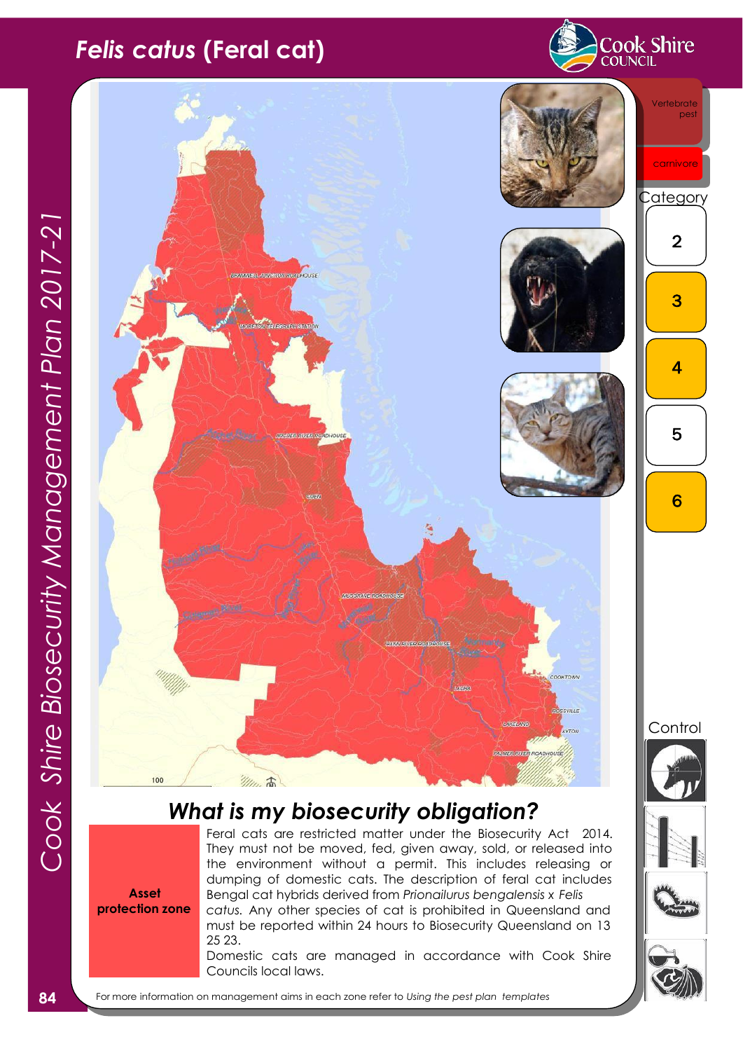# *Felis catus* (Feral cat)

Vertebrate pest

carnivore

Category

2

3

4

5

6

Control

## *What is my biosecurity obligation?*

**Asset protection zone**

Feral cats are restricted matter under the Biosecurity Act 2014. They must not be moved, fed, given away, sold, or released into the environment without a permit. This includes releasing or dumping of domestic cats. The description of feral cat includes Bengal cat hybrids derived from *Prionailurus bengalensis* x *Felis catus*. Any other species of cat is prohibited in Queensland and must be reported within 24 hours to Biosecurity Queensland on 13 25 23.

Domestic cats are managed in accordance with Cook Shire Councils local laws.

For more information on management aims in each zone refer to *Using the pest plan templates*